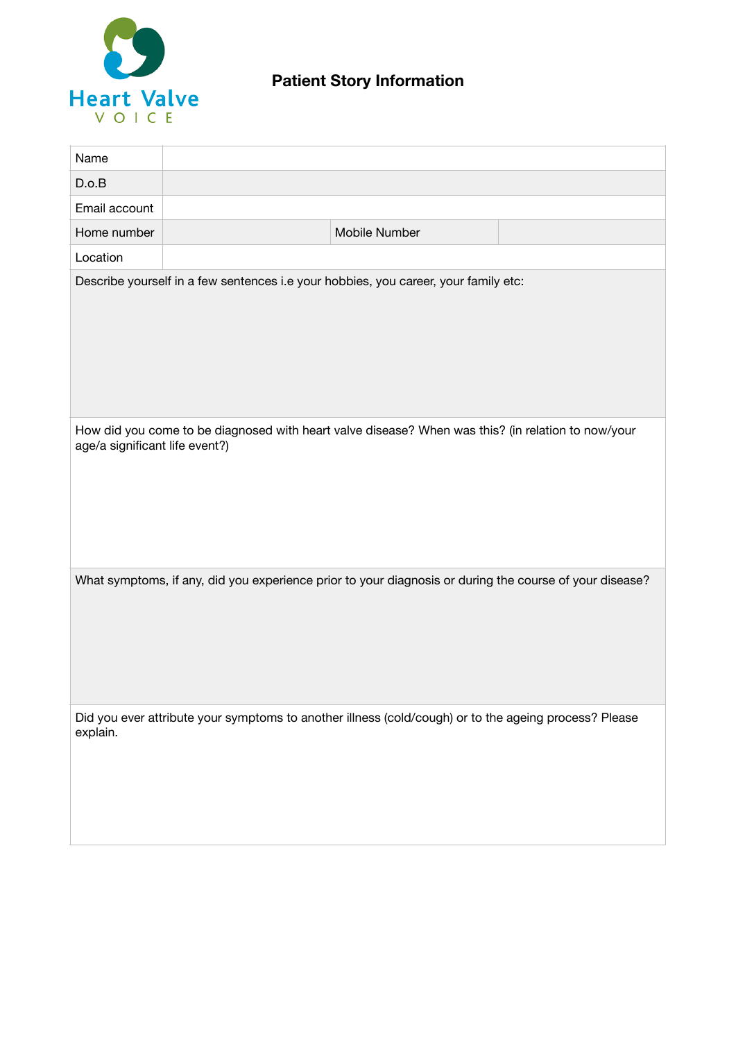Heart Valve VOICE

# Patient Story Information

| Name | | | |
|---|---|---|---|
| D.o.B | | | |
| Email account | | | |
| Home number | | Mobile Number | |
| Location | | | |

Describe yourself in a few sentences i.e your hobbies, you career, your family etc:

How did you come to be diagnosed with heart valve disease? When was this? (in relation to now/your age/a significant life event?)

What symptoms, if any, did you experience prior to your diagnosis or during the course of your disease?

Did you ever attribute your symptoms to another illness (cold/cough) or to the ageing process? Please explain.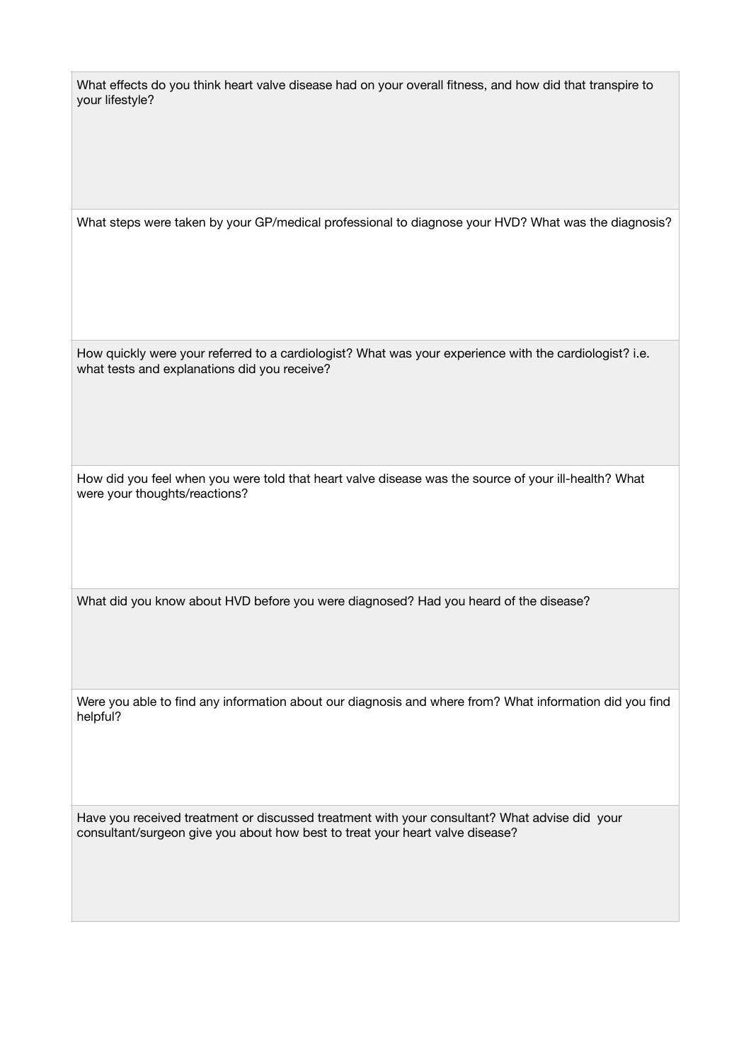| |
|---|
| What effects do you think heart valve disease had on your overall fitness, and how did that transpire to your lifestyle? |
| What steps were taken by your GP/medical professional to diagnose your HVD? What was the diagnosis? |
| How quickly were your referred to a cardiologist? What was your experience with the cardiologist? i.e. what tests and explanations did you receive? |
| How did you feel when you were told that heart valve disease was the source of your ill-health? What were your thoughts/reactions? |
| What did you know about HVD before you were diagnosed? Had you heard of the disease? |
| Were you able to find any information about our diagnosis and where from? What information did you find helpful? |
| Have you received treatment or discussed treatment with your consultant? What advise did your consultant/surgeon give you about how best to treat your heart valve disease? |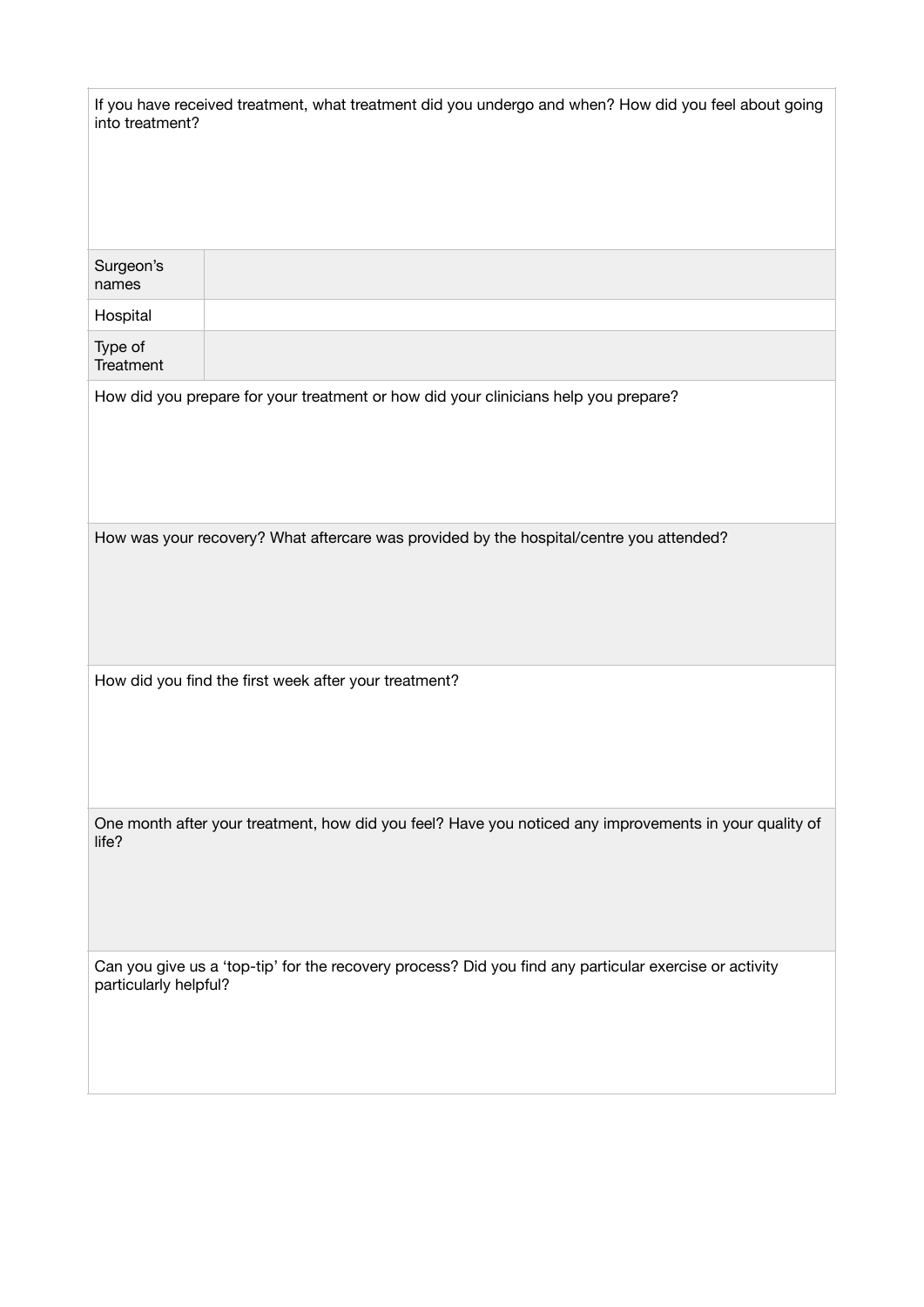If you have received treatment, what treatment did you undergo and when? How did you feel about going into treatment?

| | |
|---|---|
| Surgeon's names | |
| Hospital | |
| Type of Treatment | |

How did you prepare for your treatment or how did your clinicians help you prepare?

How was your recovery? What aftercare was provided by the hospital/centre you attended?

How did you find the first week after your treatment?

One month after your treatment, how did you feel? Have you noticed any improvements in your quality of life?

Can you give us a 'top-tip' for the recovery process? Did you find any particular exercise or activity particularly helpful?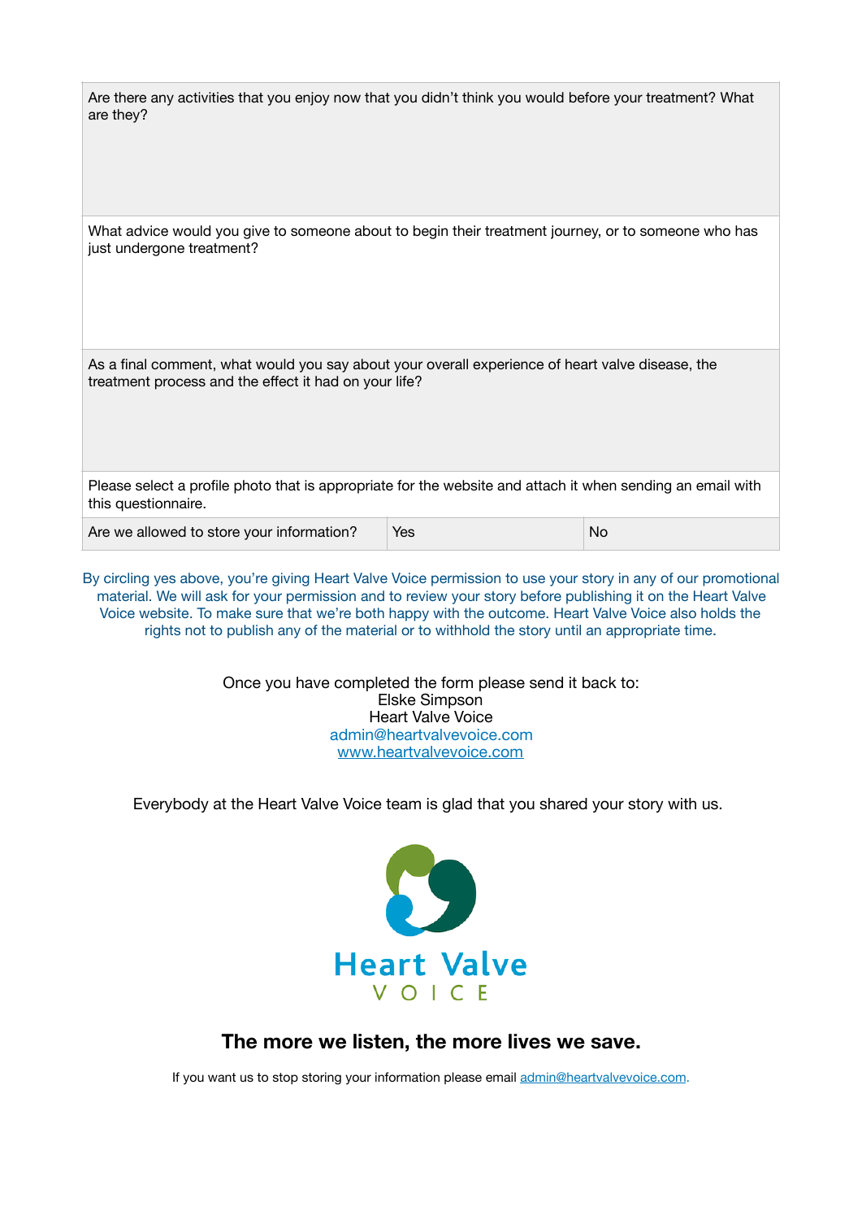| |
|---|
| Are there any activities that you enjoy now that you didn't think you would before your treatment? What are they? |
| What advice would you give to someone about to begin their treatment journey, or to someone who has just undergone treatment? |
| As a final comment, what would you say about your overall experience of heart valve disease, the treatment process and the effect it had on your life? |
| Please select a profile photo that is appropriate for the website and attach it when sending an email with this questionnaire. |

| | | |
|---|---|---|
| Are we allowed to store your information? | Yes | No |

By circling yes above, you're giving Heart Valve Voice permission to use your story in any of our promotional material. We will ask for your permission and to review your story before publishing it on the Heart Valve Voice website. To make sure that we're both happy with the outcome. Heart Valve Voice also holds the rights not to publish any of the material or to withhold the story until an appropriate time.

Once you have completed the form please send it back to:
Elske Simpson
Heart Valve Voice
admin@heartvalvevoice.com
www.heartvalvevoice.com

Everybody at the Heart Valve Voice team is glad that you shared your story with us.

Heart Valve
VOICE

**The more we listen, the more lives we save.**

If you want us to stop storing your information please email admin@heartvalvevoice.com.